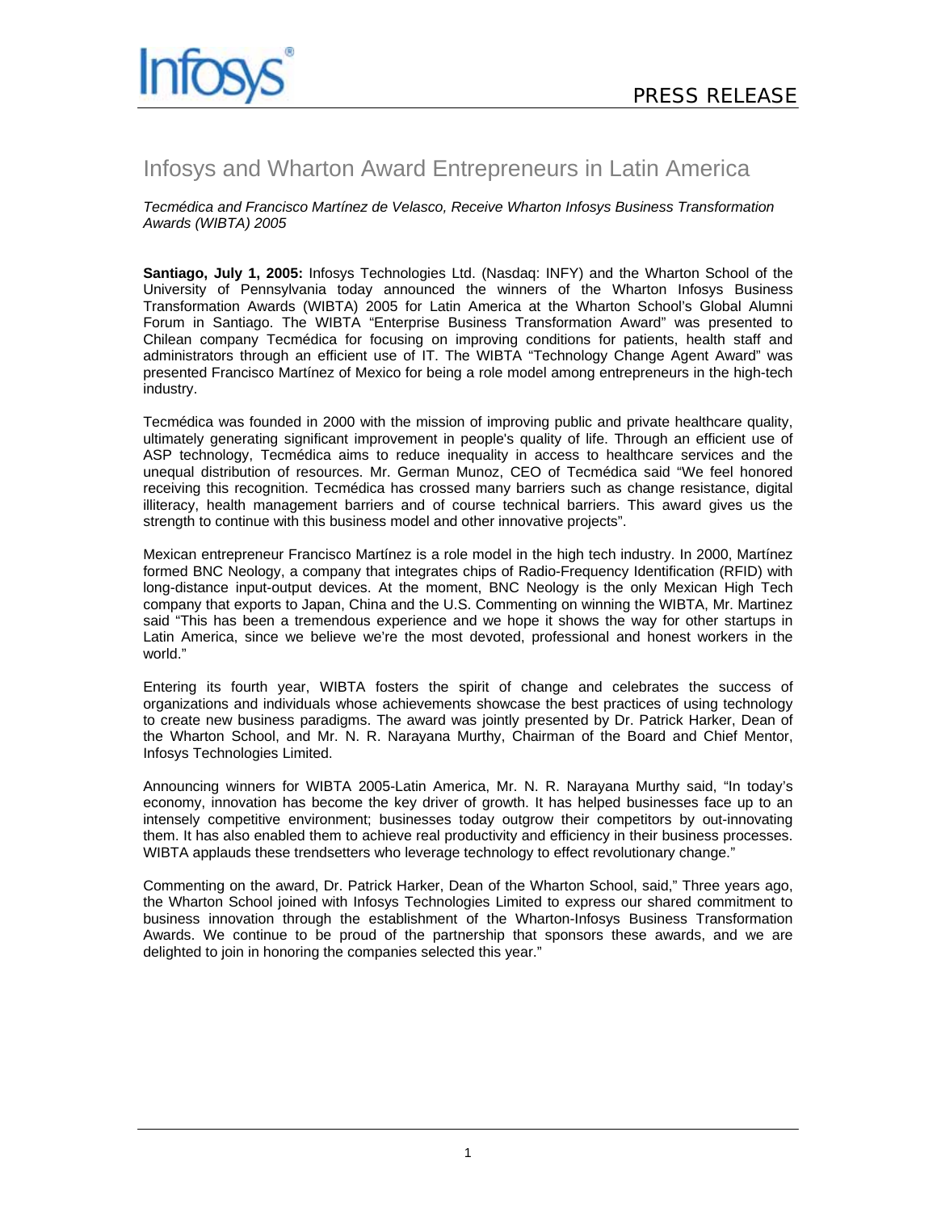Infosys

PRESS RELEASE

# Infosys and Wharton Award Entrepreneurs in Latin America

*Tecmédica and Francisco Martínez de Velasco, Receive Wharton Infosys Business Transformation Awards (WIBTA) 2005*

**Santiago, July 1, 2005:** Infosys Technologies Ltd. (Nasdaq: INFY) and the Wharton School of the University of Pennsylvania today announced the winners of the Wharton Infosys Business Transformation Awards (WIBTA) 2005 for Latin America at the Wharton School's Global Alumni Forum in Santiago. The WIBTA "Enterprise Business Transformation Award" was presented to Chilean company Tecmédica for focusing on improving conditions for patients, health staff and administrators through an efficient use of IT. The WIBTA "Technology Change Agent Award" was presented Francisco Martínez of Mexico for being a role model among entrepreneurs in the high-tech industry.

Tecmédica was founded in 2000 with the mission of improving public and private healthcare quality, ultimately generating significant improvement in people's quality of life. Through an efficient use of ASP technology, Tecmédica aims to reduce inequality in access to healthcare services and the unequal distribution of resources. Mr. German Munoz, CEO of Tecmédica said "We feel honored receiving this recognition. Tecmédica has crossed many barriers such as change resistance, digital illiteracy, health management barriers and of course technical barriers. This award gives us the strength to continue with this business model and other innovative projects".

Mexican entrepreneur Francisco Martínez is a role model in the high tech industry. In 2000, Martínez formed BNC Neology, a company that integrates chips of Radio-Frequency Identification (RFID) with long-distance input-output devices. At the moment, BNC Neology is the only Mexican High Tech company that exports to Japan, China and the U.S. Commenting on winning the WIBTA, Mr. Martinez said "This has been a tremendous experience and we hope it shows the way for other startups in Latin America, since we believe we're the most devoted, professional and honest workers in the world."

Entering its fourth year, WIBTA fosters the spirit of change and celebrates the success of organizations and individuals whose achievements showcase the best practices of using technology to create new business paradigms. The award was jointly presented by Dr. Patrick Harker, Dean of the Wharton School, and Mr. N. R. Narayana Murthy, Chairman of the Board and Chief Mentor, Infosys Technologies Limited.

Announcing winners for WIBTA 2005-Latin America, Mr. N. R. Narayana Murthy said, "In today's economy, innovation has become the key driver of growth. It has helped businesses face up to an intensely competitive environment; businesses today outgrow their competitors by out-innovating them. It has also enabled them to achieve real productivity and efficiency in their business processes. WIBTA applauds these trendsetters who leverage technology to effect revolutionary change."

Commenting on the award, Dr. Patrick Harker, Dean of the Wharton School, said," Three years ago, the Wharton School joined with Infosys Technologies Limited to express our shared commitment to business innovation through the establishment of the Wharton-Infosys Business Transformation Awards. We continue to be proud of the partnership that sponsors these awards, and we are delighted to join in honoring the companies selected this year."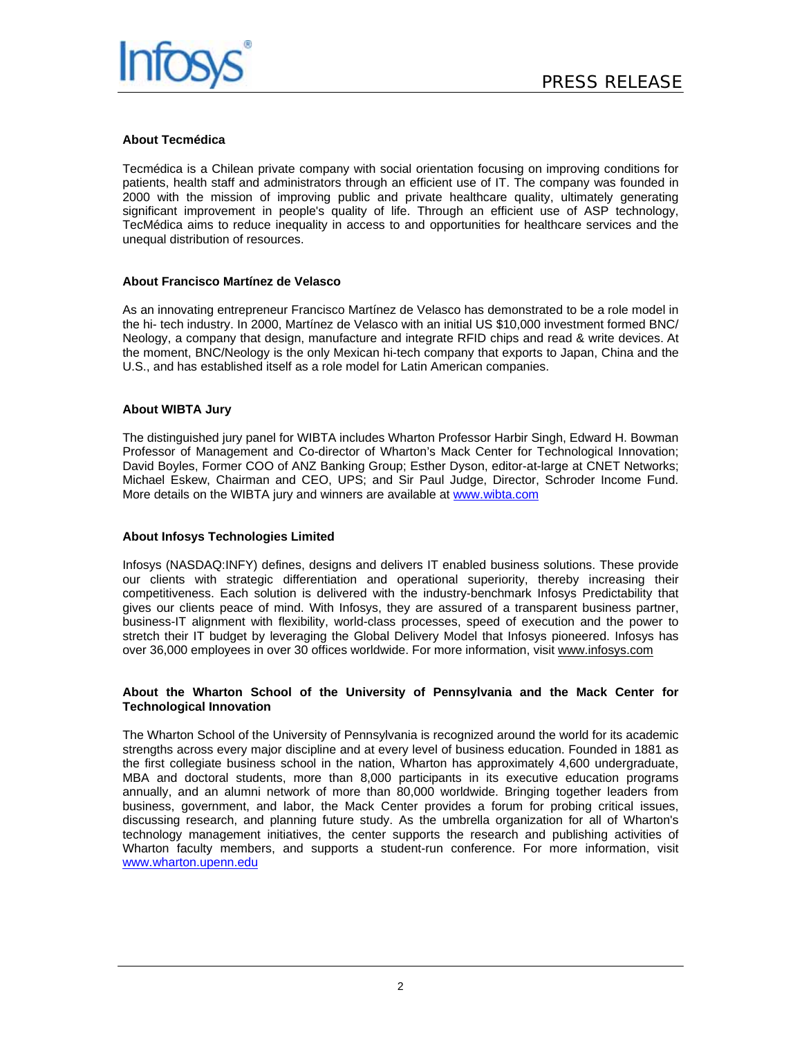## About Tecmédica

Tecmédica is a Chilean private company with social orientation focusing on improving conditions for patients, health staff and administrators through an efficient use of IT. The company was founded in 2000 with the mission of improving public and private healthcare quality, ultimately generating significant improvement in people's quality of life. Through an efficient use of ASP technology, TecMédica aims to reduce inequality in access to and opportunities for healthcare services and the unequal distribution of resources.

## About Francisco Martínez de Velasco

As an innovating entrepreneur Francisco Martínez de Velasco has demonstrated to be a role model in the hi- tech industry. In 2000, Martínez de Velasco with an initial US $10,000 investment formed BNC/ Neology, a company that design, manufacture and integrate RFID chips and read & write devices. At the moment, BNC/Neology is the only Mexican hi-tech company that exports to Japan, China and the U.S., and has established itself as a role model for Latin American companies.

## About WIBTA Jury

The distinguished jury panel for WIBTA includes Wharton Professor Harbir Singh, Edward H. Bowman Professor of Management and Co-director of Wharton's Mack Center for Technological Innovation; David Boyles, Former COO of ANZ Banking Group; Esther Dyson, editor-at-large at CNET Networks; Michael Eskew, Chairman and CEO, UPS; and Sir Paul Judge, Director, Schroder Income Fund. More details on the WIBTA jury and winners are available at www.wibta.com

## About Infosys Technologies Limited

Infosys (NASDAQ:INFY) defines, designs and delivers IT enabled business solutions. These provide our clients with strategic differentiation and operational superiority, thereby increasing their competitiveness. Each solution is delivered with the industry-benchmark Infosys Predictability that gives our clients peace of mind. With Infosys, they are assured of a transparent business partner, business-IT alignment with flexibility, world-class processes, speed of execution and the power to stretch their IT budget by leveraging the Global Delivery Model that Infosys pioneered. Infosys has over 36,000 employees in over 30 offices worldwide. For more information, visit www.infosys.com

## About the Wharton School of the University of Pennsylvania and the Mack Center for Technological Innovation

The Wharton School of the University of Pennsylvania is recognized around the world for its academic strengths across every major discipline and at every level of business education. Founded in 1881 as the first collegiate business school in the nation, Wharton has approximately 4,600 undergraduate, MBA and doctoral students, more than 8,000 participants in its executive education programs annually, and an alumni network of more than 80,000 worldwide. Bringing together leaders from business, government, and labor, the Mack Center provides a forum for probing critical issues, discussing research, and planning future study. As the umbrella organization for all of Wharton's technology management initiatives, the center supports the research and publishing activities of Wharton faculty members, and supports a student-run conference. For more information, visit www.wharton.upenn.edu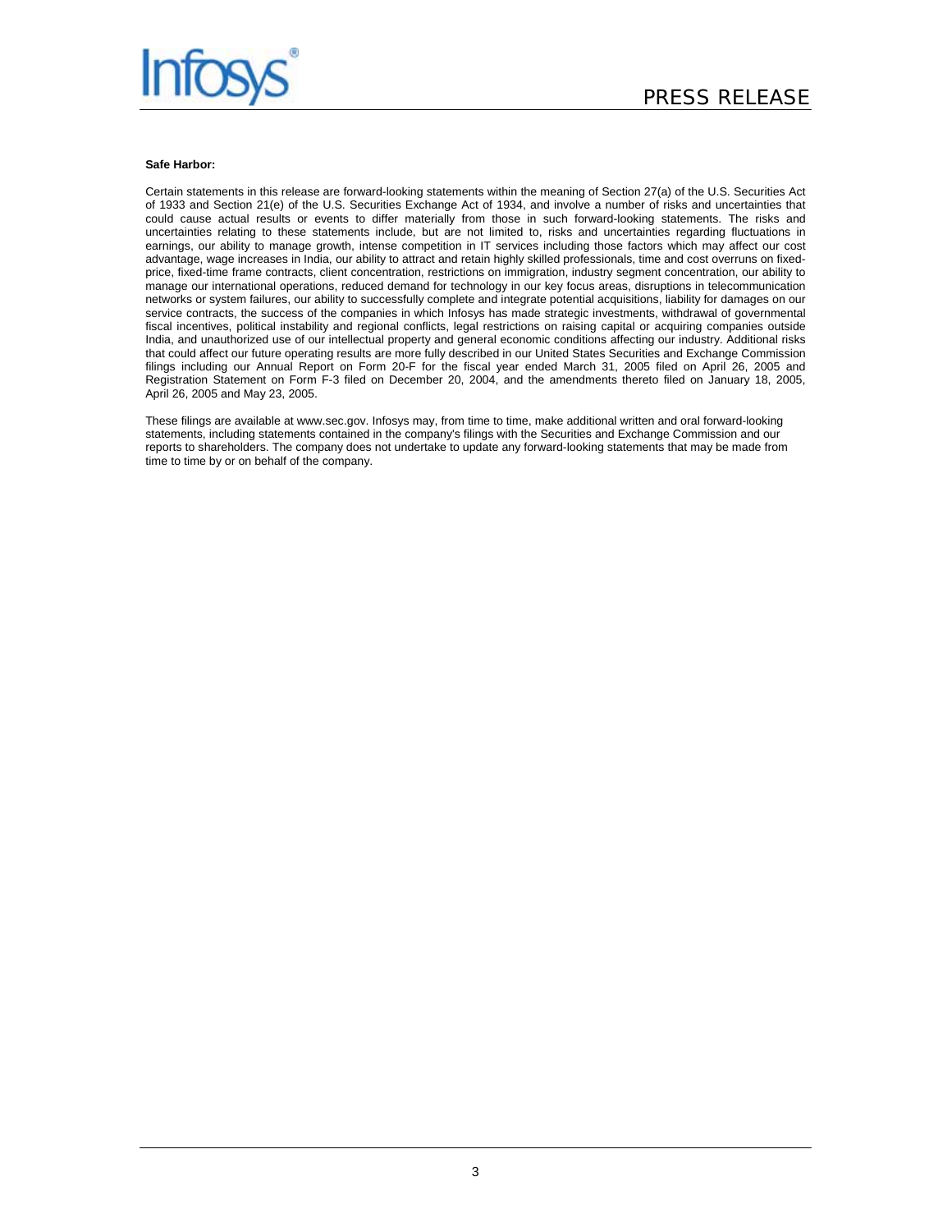**Safe Harbor:**

Certain statements in this release are forward-looking statements within the meaning of Section 27(a) of the U.S. Securities Act of 1933 and Section 21(e) of the U.S. Securities Exchange Act of 1934, and involve a number of risks and uncertainties that could cause actual results or events to differ materially from those in such forward-looking statements. The risks and uncertainties relating to these statements include, but are not limited to, risks and uncertainties regarding fluctuations in earnings, our ability to manage growth, intense competition in IT services including those factors which may affect our cost advantage, wage increases in India, our ability to attract and retain highly skilled professionals, time and cost overruns on fixed-price, fixed-time frame contracts, client concentration, restrictions on immigration, industry segment concentration, our ability to manage our international operations, reduced demand for technology in our key focus areas, disruptions in telecommunication networks or system failures, our ability to successfully complete and integrate potential acquisitions, liability for damages on our service contracts, the success of the companies in which Infosys has made strategic investments, withdrawal of governmental fiscal incentives, political instability and regional conflicts, legal restrictions on raising capital or acquiring companies outside India, and unauthorized use of our intellectual property and general economic conditions affecting our industry. Additional risks that could affect our future operating results are more fully described in our United States Securities and Exchange Commission filings including our Annual Report on Form 20-F for the fiscal year ended March 31, 2005 filed on April 26, 2005 and Registration Statement on Form F-3 filed on December 20, 2004, and the amendments thereto filed on January 18, 2005, April 26, 2005 and May 23, 2005.

These filings are available at www.sec.gov. Infosys may, from time to time, make additional written and oral forward-looking statements, including statements contained in the company's filings with the Securities and Exchange Commission and our reports to shareholders. The company does not undertake to update any forward-looking statements that may be made from time to time by or on behalf of the company.